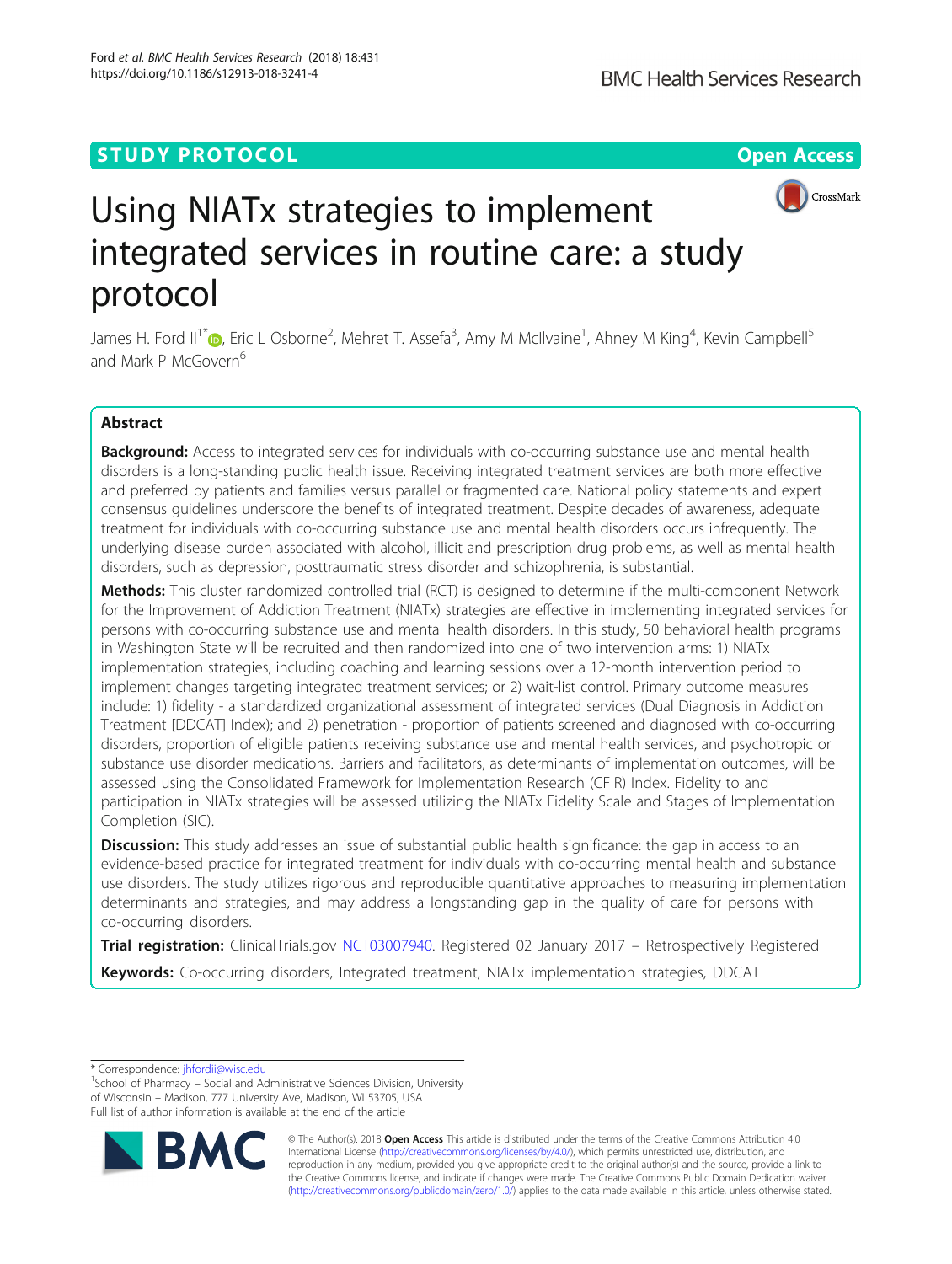STUDY PROTOCOL

Open Access

# Using NIATx strategies to implement integrated services in routine care: a study protocol

James H. Ford II[1*], Eric L Osborne[2], Mehret T. Assefa[3], Amy M McIlvaine[1], Ahney M King[4], Kevin Campbell[5] and Mark P McGovern[6]

## Abstract

**Background:** Access to integrated services for individuals with co-occurring substance use and mental health disorders is a long-standing public health issue. Receiving integrated treatment services are both more effective and preferred by patients and families versus parallel or fragmented care. National policy statements and expert consensus guidelines underscore the benefits of integrated treatment. Despite decades of awareness, adequate treatment for individuals with co-occurring substance use and mental health disorders occurs infrequently. The underlying disease burden associated with alcohol, illicit and prescription drug problems, as well as mental health disorders, such as depression, posttraumatic stress disorder and schizophrenia, is substantial.

**Methods:** This cluster randomized controlled trial (RCT) is designed to determine if the multi-component Network for the Improvement of Addiction Treatment (NIATx) strategies are effective in implementing integrated services for persons with co-occurring substance use and mental health disorders. In this study, 50 behavioral health programs in Washington State will be recruited and then randomized into one of two intervention arms: 1) NIATx implementation strategies, including coaching and learning sessions over a 12-month intervention period to implement changes targeting integrated treatment services; or 2) wait-list control. Primary outcome measures include: 1) fidelity - a standardized organizational assessment of integrated services (Dual Diagnosis in Addiction Treatment [DDCAT] Index); and 2) penetration - proportion of patients screened and diagnosed with co-occurring disorders, proportion of eligible patients receiving substance use and mental health services, and psychotropic or substance use disorder medications. Barriers and facilitators, as determinants of implementation outcomes, will be assessed using the Consolidated Framework for Implementation Research (CFIR) Index. Fidelity to and participation in NIATx strategies will be assessed utilizing the NIATx Fidelity Scale and Stages of Implementation Completion (SIC).

**Discussion:** This study addresses an issue of substantial public health significance: the gap in access to an evidence-based practice for integrated treatment for individuals with co-occurring mental health and substance use disorders. The study utilizes rigorous and reproducible quantitative approaches to measuring implementation determinants and strategies, and may address a longstanding gap in the quality of care for persons with co-occurring disorders.

**Trial registration:** ClinicalTrials.gov NCT03007940. Registered 02 January 2017 – Retrospectively Registered

**Keywords:** Co-occurring disorders, Integrated treatment, NIATx implementation strategies, DDCAT

---

* Correspondence: jhfordii@wisc.edu

[1]School of Pharmacy – Social and Administrative Sciences Division, University of Wisconsin – Madison, 777 University Ave, Madison, WI 53705, USA

Full list of author information is available at the end of the article

© The Author(s). 2018 **Open Access** This article is distributed under the terms of the Creative Commons Attribution 4.0 International License (http://creativecommons.org/licenses/by/4.0/), which permits unrestricted use, distribution, and reproduction in any medium, provided you give appropriate credit to the original author(s) and the source, provide a link to the Creative Commons license, and indicate if changes were made. The Creative Commons Public Domain Dedication waiver (http://creativecommons.org/publicdomain/zero/1.0/) applies to the data made available in this article, unless otherwise stated.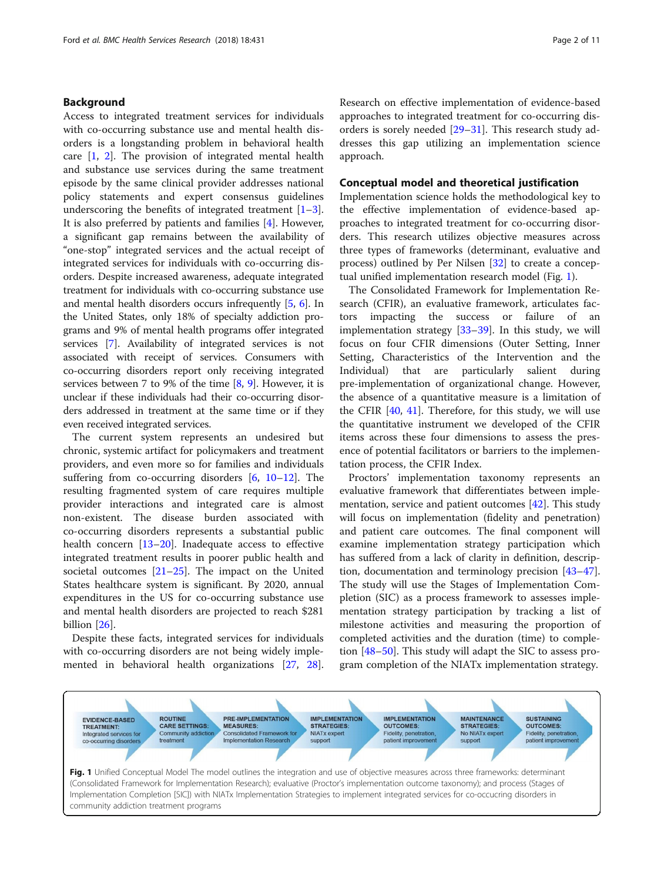## Background

Access to integrated treatment services for individuals with co-occurring substance use and mental health disorders is a longstanding problem in behavioral health care [1, 2]. The provision of integrated mental health and substance use services during the same treatment episode by the same clinical provider addresses national policy statements and expert consensus guidelines underscoring the benefits of integrated treatment [1–3]. It is also preferred by patients and families [4]. However, a significant gap remains between the availability of "one-stop" integrated services and the actual receipt of integrated services for individuals with co-occurring disorders. Despite increased awareness, adequate integrated treatment for individuals with co-occurring substance use and mental health disorders occurs infrequently [5, 6]. In the United States, only 18% of specialty addiction programs and 9% of mental health programs offer integrated services [7]. Availability of integrated services is not associated with receipt of services. Consumers with co-occurring disorders report only receiving integrated services between 7 to 9% of the time [8, 9]. However, it is unclear if these individuals had their co-occurring disorders addressed in treatment at the same time or if they even received integrated services.

The current system represents an undesired but chronic, systemic artifact for policymakers and treatment providers, and even more so for families and individuals suffering from co-occurring disorders [6, 10–12]. The resulting fragmented system of care requires multiple provider interactions and integrated care is almost non-existent. The disease burden associated with co-occurring disorders represents a substantial public health concern [13–20]. Inadequate access to effective integrated treatment results in poorer public health and societal outcomes [21–25]. The impact on the United States healthcare system is significant. By 2020, annual expenditures in the US for co-occurring substance use and mental health disorders are projected to reach $281 billion [26].

Despite these facts, integrated services for individuals with co-occurring disorders are not being widely implemented in behavioral health organizations [27, 28]. Research on effective implementation of evidence-based approaches to integrated treatment for co-occurring disorders is sorely needed [29–31]. This research study addresses this gap utilizing an implementation science approach.

## Conceptual model and theoretical justification

Implementation science holds the methodological key to the effective implementation of evidence-based approaches to integrated treatment for co-occurring disorders. This research utilizes objective measures across three types of frameworks (determinant, evaluative and process) outlined by Per Nilsen [32] to create a conceptual unified implementation research model (Fig. 1).

The Consolidated Framework for Implementation Research (CFIR), an evaluative framework, articulates factors impacting the success or failure of an implementation strategy [33–39]. In this study, we will focus on four CFIR dimensions (Outer Setting, Inner Setting, Characteristics of the Intervention and the Individual) that are particularly salient during pre-implementation of organizational change. However, the absence of a quantitative measure is a limitation of the CFIR [40, 41]. Therefore, for this study, we will use the quantitative instrument we developed of the CFIR items across these four dimensions to assess the presence of potential facilitators or barriers to the implementation process, the CFIR Index.

Proctors' implementation taxonomy represents an evaluative framework that differentiates between implementation, service and patient outcomes [42]. This study will focus on implementation (fidelity and penetration) and patient care outcomes. The final component will examine implementation strategy participation which has suffered from a lack of clarity in definition, description, documentation and terminology precision [43–47]. The study will use the Stages of Implementation Completion (SIC) as a process framework to assesses implementation strategy participation by tracking a list of milestone activities and measuring the proportion of completed activities and the duration (time) to completion [48–50]. This study will adapt the SIC to assess program completion of the NIATx implementation strategy.

| EVIDENCE-BASED TREATMENT: | ROUTINE CARE SETTINGS: | PRE-IMPLEMENTATION MEASURES: | IMPLEMENTATION STRATEGIES: | IMPLEMENTATION OUTCOMES: | MAINTENANCE STRATEGIES: | SUSTAINING OUTCOMES: |
|---|---|---|---|---|---|---|
| Integrated services for co-occurring disorders | Community addiction treatment | Consolidated Framework for Implementation Research | NIATx expert support | Fidelity, penetration, patient improvement | No NIATx expert support | Fidelity, penetration, patient improvement |

**Fig. 1** Unified Conceptual Model The model outlines the integration and use of objective measures across three frameworks: determinant (Consolidated Framework for Implementation Research); evaluative (Proctor's implementation outcome taxonomy); and process (Stages of Implementation Completion [SIC]) with NIATx Implementation Strategies to implement integrated services for co-occucring disorders in community addiction treatment programs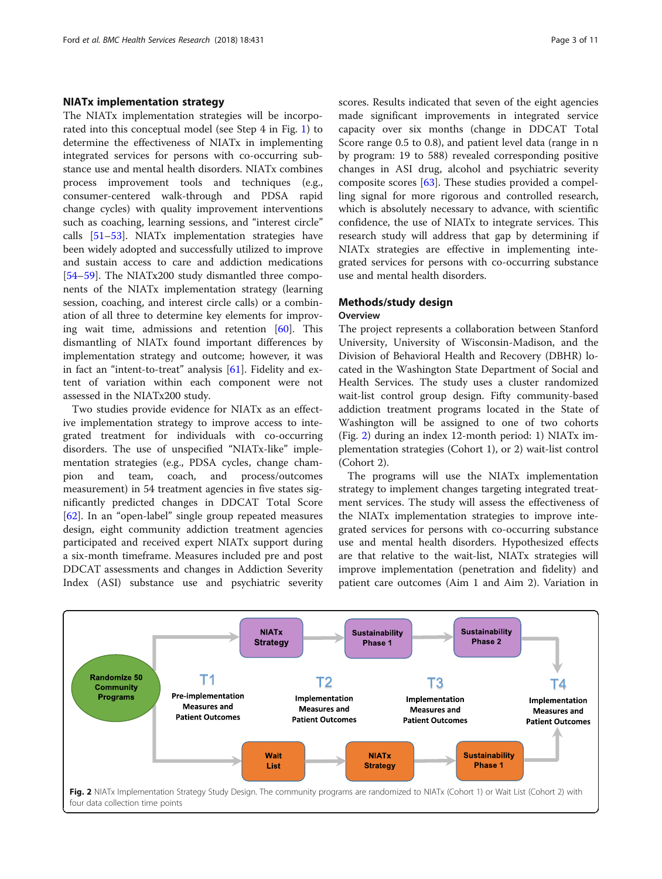### NIATx implementation strategy

The NIATx implementation strategies will be incorporated into this conceptual model (see Step 4 in Fig. 1) to determine the effectiveness of NIATx in implementing integrated services for persons with co-occurring substance use and mental health disorders. NIATx combines process improvement tools and techniques (e.g., consumer-centered walk-through and PDSA rapid change cycles) with quality improvement interventions such as coaching, learning sessions, and "interest circle" calls [51–53]. NIATx implementation strategies have been widely adopted and successfully utilized to improve and sustain access to care and addiction medications [54–59]. The NIATx200 study dismantled three components of the NIATx implementation strategy (learning session, coaching, and interest circle calls) or a combination of all three to determine key elements for improving wait time, admissions and retention [60]. This dismantling of NIATx found important differences by implementation strategy and outcome; however, it was in fact an "intent-to-treat" analysis [61]. Fidelity and extent of variation within each component were not assessed in the NIATx200 study.

Two studies provide evidence for NIATx as an effective implementation strategy to improve access to integrated treatment for individuals with co-occurring disorders. The use of unspecified "NIATx-like" implementation strategies (e.g., PDSA cycles, change champion and team, coach, and process/outcomes measurement) in 54 treatment agencies in five states significantly predicted changes in DDCAT Total Score [62]. In an "open-label" single group repeated measures design, eight community addiction treatment agencies participated and received expert NIATx support during a six-month timeframe. Measures included pre and post DDCAT assessments and changes in Addiction Severity Index (ASI) substance use and psychiatric severity scores. Results indicated that seven of the eight agencies made significant improvements in integrated service capacity over six months (change in DDCAT Total Score range 0.5 to 0.8), and patient level data (range in n by program: 19 to 588) revealed corresponding positive changes in ASI drug, alcohol and psychiatric severity composite scores [63]. These studies provided a compelling signal for more rigorous and controlled research, which is absolutely necessary to advance, with scientific confidence, the use of NIATx to integrate services. This research study will address that gap by determining if NIATx strategies are effective in implementing integrated services for persons with co-occurring substance use and mental health disorders.

## Methods/study design

### Overview

The project represents a collaboration between Stanford University, University of Wisconsin-Madison, and the Division of Behavioral Health and Recovery (DBHR) located in the Washington State Department of Social and Health Services. The study uses a cluster randomized wait-list control group design. Fifty community-based addiction treatment programs located in the State of Washington will be assigned to one of two cohorts (Fig. 2) during an index 12-month period: 1) NIATx implementation strategies (Cohort 1), or 2) wait-list control (Cohort 2).

The programs will use the NIATx implementation strategy to implement changes targeting integrated treatment services. The study will assess the effectiveness of the NIATx implementation strategies to improve integrated services for persons with co-occurring substance use and mental health disorders. Hypothesized effects are that relative to the wait-list, NIATx strategies will improve implementation (penetration and fidelity) and patient care outcomes (Aim 1 and Aim 2). Variation in

**Fig. 2** NIATx Implementation Strategy Study Design. The community programs are randomized to NIATx (Cohort 1) or Wait List (Cohort 2) with four data collection time points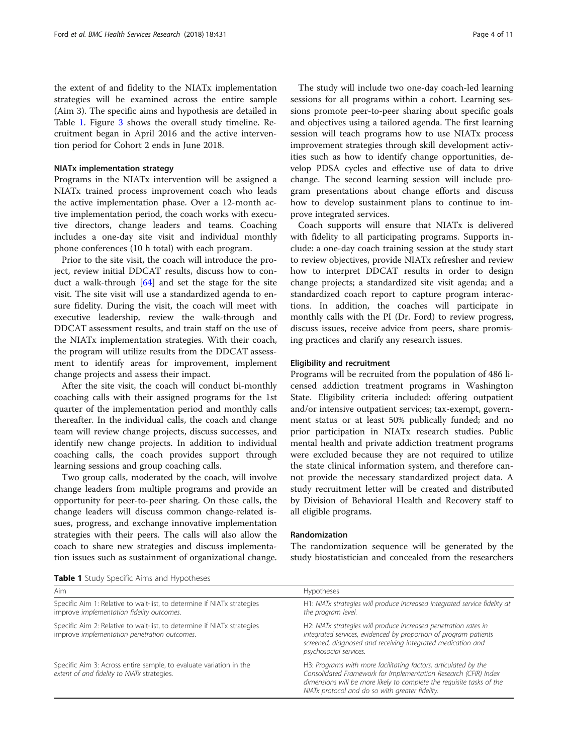the extent of and fidelity to the NIATx implementation strategies will be examined across the entire sample (Aim 3). The specific aims and hypothesis are detailed in Table 1. Figure 3 shows the overall study timeline. Recruitment began in April 2016 and the active intervention period for Cohort 2 ends in June 2018.

### NIATx implementation strategy

Programs in the NIATx intervention will be assigned a NIATx trained process improvement coach who leads the active implementation phase. Over a 12-month active implementation period, the coach works with executive directors, change leaders and teams. Coaching includes a one-day site visit and individual monthly phone conferences (10 h total) with each program.

Prior to the site visit, the coach will introduce the project, review initial DDCAT results, discuss how to conduct a walk-through [64] and set the stage for the site visit. The site visit will use a standardized agenda to ensure fidelity. During the visit, the coach will meet with executive leadership, review the walk-through and DDCAT assessment results, and train staff on the use of the NIATx implementation strategies. With their coach, the program will utilize results from the DDCAT assessment to identify areas for improvement, implement change projects and assess their impact.

After the site visit, the coach will conduct bi-monthly coaching calls with their assigned programs for the 1st quarter of the implementation period and monthly calls thereafter. In the individual calls, the coach and change team will review change projects, discuss successes, and identify new change projects. In addition to individual coaching calls, the coach provides support through learning sessions and group coaching calls.

Two group calls, moderated by the coach, will involve change leaders from multiple programs and provide an opportunity for peer-to-peer sharing. On these calls, the change leaders will discuss common change-related issues, progress, and exchange innovative implementation strategies with their peers. The calls will also allow the coach to share new strategies and discuss implementation issues such as sustainment of organizational change.

The study will include two one-day coach-led learning sessions for all programs within a cohort. Learning sessions promote peer-to-peer sharing about specific goals and objectives using a tailored agenda. The first learning session will teach programs how to use NIATx process improvement strategies through skill development activities such as how to identify change opportunities, develop PDSA cycles and effective use of data to drive change. The second learning session will include program presentations about change efforts and discuss how to develop sustainment plans to continue to improve integrated services.

Coach supports will ensure that NIATx is delivered with fidelity to all participating programs. Supports include: a one-day coach training session at the study start to review objectives, provide NIATx refresher and review how to interpret DDCAT results in order to design change projects; a standardized site visit agenda; and a standardized coach report to capture program interactions. In addition, the coaches will participate in monthly calls with the PI (Dr. Ford) to review progress, discuss issues, receive advice from peers, share promising practices and clarify any research issues.

### Eligibility and recruitment

Programs will be recruited from the population of 486 licensed addiction treatment programs in Washington State. Eligibility criteria included: offering outpatient and/or intensive outpatient services; tax-exempt, government status or at least 50% publically funded; and no prior participation in NIATx research studies. Public mental health and private addiction treatment programs were excluded because they are not required to utilize the state clinical information system, and therefore cannot provide the necessary standardized project data. A study recruitment letter will be created and distributed by Division of Behavioral Health and Recovery staff to all eligible programs.

### Randomization

The randomization sequence will be generated by the study biostatistician and concealed from the researchers

**Table 1** Study Specific Aims and Hypotheses

| Aim | Hypotheses |
|---|---|
| Specific Aim 1: Relative to wait-list, to determine if NIATx strategies improve *implementation fidelity outcomes.* | H1: *NIATx strategies will produce increased integrated service fidelity at the program level.* |
| Specific Aim 2: Relative to wait-list, to determine if NIATx strategies improve *implementation penetration outcomes.* | H2: *NIATx strategies will produce increased penetration rates in integrated services, evidenced by proportion of program patients screened, diagnosed and receiving integrated medication and psychosocial services.* |
| Specific Aim 3: Across entire sample, to evaluate variation in the *extent of and fidelity to NIATx* strategies. | H3: *Programs with more facilitating factors, articulated by the Consolidated Framework for Implementation Research (CFIR) Index dimensions will be more likely to complete the requisite tasks of the NIATx protocol and do so with greater fidelity.* |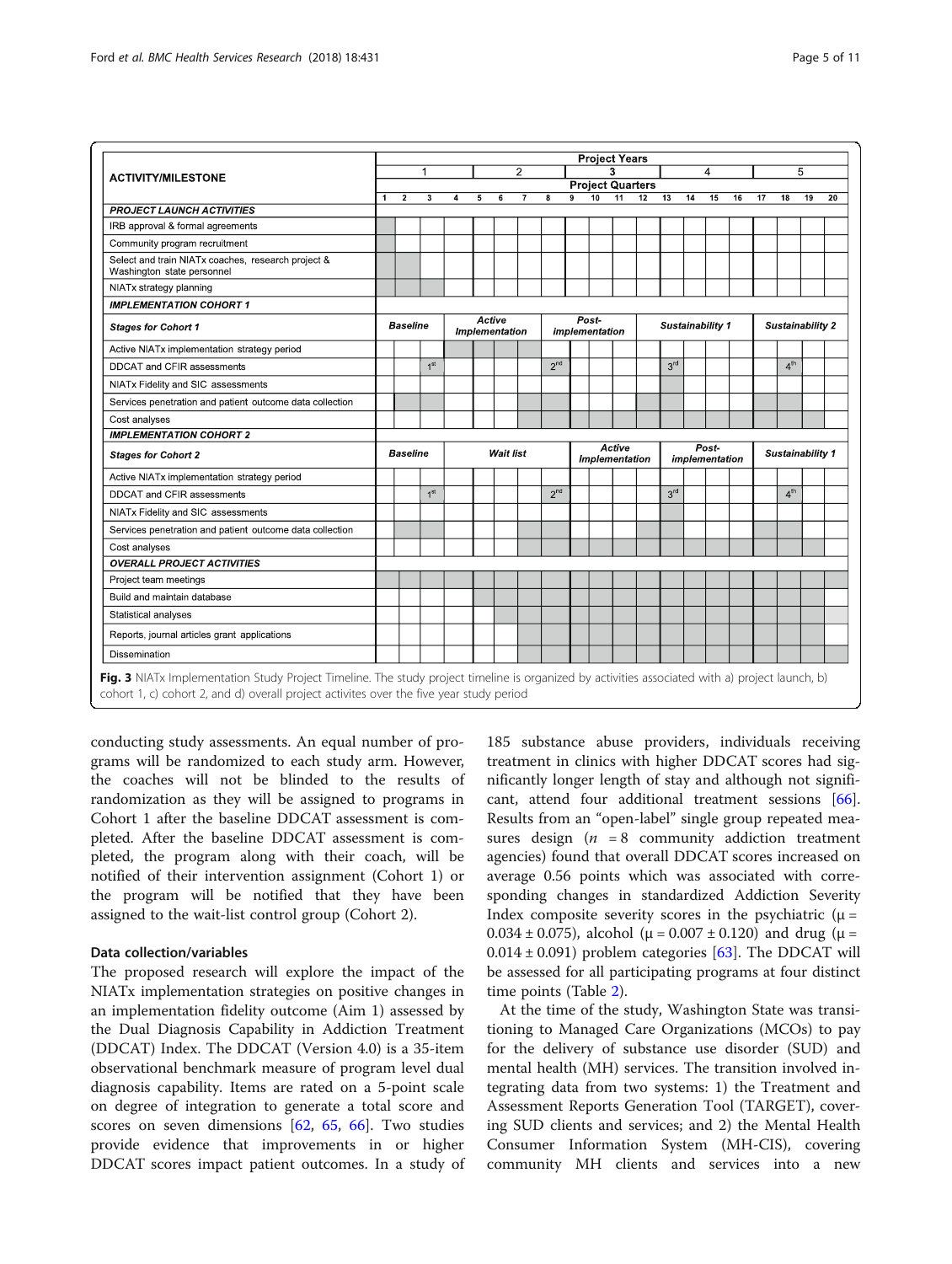| ACTIVITY/MILESTONE | Project Years | | | | | | | | | | | | | | | | | | | |
|---|---|---|---|---|---|---|---|---|---|---|---|---|---|---|---|---|---|---|---|---|
| | 1 | | | | 2 | | | | 3 | | | | 4 | | | | 5 | | | |
| | Project Quarters | | | | | | | | | | | | | | | | | | | |
| | 1 | 2 | 3 | 4 | 5 | 6 | 7 | 8 | 9 | 10 | 11 | 12 | 13 | 14 | 15 | 16 | 17 | 18 | 19 | 20 |
| ***PROJECT LAUNCH ACTIVITIES*** | | | | | | | | | | | | | | | | | | | | |
| IRB approval & formal agreements | | | | | | | | | | | | | | | | | | | | |
| Community program recruitment | | | | | | | | | | | | | | | | | | | | |
| Select and train NIATx coaches, research project & Washington state personnel | | | | | | | | | | | | | | | | | | | | |
| NIATx strategy planning | | | | | | | | | | | | | | | | | | | | |
| ***IMPLEMENTATION COHORT 1*** | | | | | | | | | | | | | | | | | | | | |
| ***Stages for Cohort 1*** | ***Baseline*** | | | ***Active Implementation*** | | | | ***Post-implementation*** | | | | ***Sustainability 1*** | | | | ***Sustainability 2*** | | | | |
| Active NIATx implementation strategy period | | | | | | | | | | | | | | | | | | | | |
| DDCAT and CFIR assessments | | | 1st | | | | | 2nd | | | | | 3rd | | | | | 4th | | |
| NIATx Fidelity and SIC assessments | | | | | | | | | | | | | | | | | | | | |
| Services penetration and patient outcome data collection | | | | | | | | | | | | | | | | | | | | |
| Cost analyses | | | | | | | | | | | | | | | | | | | | |
| ***IMPLEMENTATION COHORT 2*** | | | | | | | | | | | | | | | | | | | | |
| ***Stages for Cohort 2*** | ***Baseline*** | | | ***Wait list*** | | | | | ***Active Implementation*** | | | | ***Post-implementation*** | | | | ***Sustainability 1*** | | | |
| Active NIATx implementation strategy period | | | | | | | | | | | | | | | | | | | | |
| DDCAT and CFIR assessments | | | 1st | | | | | 2nd | | | | | 3rd | | | | | 4th | | |
| NIATx Fidelity and SIC assessments | | | | | | | | | | | | | | | | | | | | |
| Services penetration and patient outcome data collection | | | | | | | | | | | | | | | | | | | | |
| Cost analyses | | | | | | | | | | | | | | | | | | | | |
| ***OVERALL PROJECT ACTIVITIES*** | | | | | | | | | | | | | | | | | | | | |
| Project team meetings | | | | | | | | | | | | | | | | | | | | |
| Build and maintain database | | | | | | | | | | | | | | | | | | | | |
| Statistical analyses | | | | | | | | | | | | | | | | | | | | |
| Reports, journal articles grant applications | | | | | | | | | | | | | | | | | | | | |
| Dissemination | | | | | | | | | | | | | | | | | | | | |

**Fig. 3** NIATx Implementation Study Project Timeline. The study project timeline is organized by activities associated with a) project launch, b) cohort 1, c) cohort 2, and d) overall project activites over the five year study period

conducting study assessments. An equal number of programs will be randomized to each study arm. However, the coaches will not be blinded to the results of randomization as they will be assigned to programs in Cohort 1 after the baseline DDCAT assessment is completed. After the baseline DDCAT assessment is completed, the program along with their coach, will be notified of their intervention assignment (Cohort 1) or the program will be notified that they have been assigned to the wait-list control group (Cohort 2).

### Data collection/variables

The proposed research will explore the impact of the NIATx implementation strategies on positive changes in an implementation fidelity outcome (Aim 1) assessed by the Dual Diagnosis Capability in Addiction Treatment (DDCAT) Index. The DDCAT (Version 4.0) is a 35-item observational benchmark measure of program level dual diagnosis capability. Items are rated on a 5-point scale on degree of integration to generate a total score and scores on seven dimensions [62, 65, 66]. Two studies provide evidence that improvements in or higher DDCAT scores impact patient outcomes. In a study of 185 substance abuse providers, individuals receiving treatment in clinics with higher DDCAT scores had significantly longer length of stay and although not significant, attend four additional treatment sessions [66]. Results from an "open-label" single group repeated measures design ($n$ = 8 community addiction treatment agencies) found that overall DDCAT scores increased on average 0.56 points which was associated with corresponding changes in standardized Addiction Severity Index composite severity scores in the psychiatric ($\mu = 0.034 \pm 0.075$), alcohol ($\mu = 0.007 \pm 0.120$) and drug ($\mu = 0.014 \pm 0.091$) problem categories [63]. The DDCAT will be assessed for all participating programs at four distinct time points (Table 2).

At the time of the study, Washington State was transitioning to Managed Care Organizations (MCOs) to pay for the delivery of substance use disorder (SUD) and mental health (MH) services. The transition involved integrating data from two systems: 1) the Treatment and Assessment Reports Generation Tool (TARGET), covering SUD clients and services; and 2) the Mental Health Consumer Information System (MH-CIS), covering community MH clients and services into a new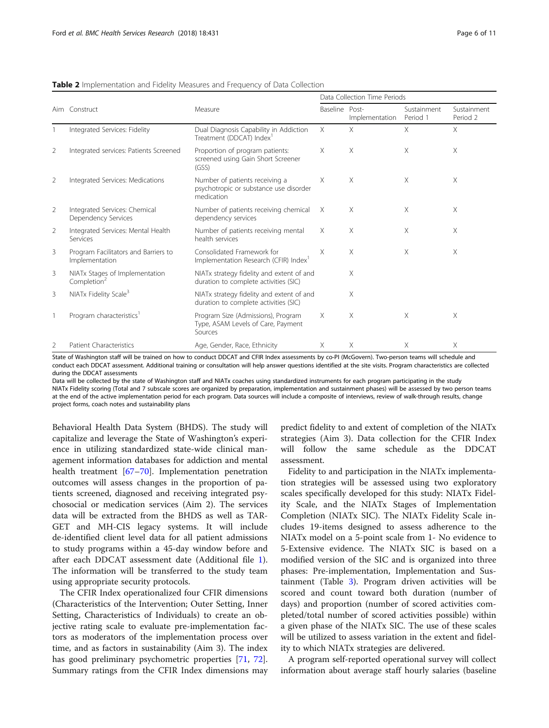**Table 2** Implementation and Fidelity Measures and Frequency of Data Collection

| Aim | Construct | Measure | Data Collection Time Periods | | | |
|---|---|---|---|---|---|---|
| | | | Baseline | Post-Implementation | Sustainment Period 1 | Sustainment Period 2 |
| 1 | Integrated Services: Fidelity | Dual Diagnosis Capability in Addiction Treatment (DDCAT) Index[1] | X | X | X | X |
| 2 | Integrated services: Patients Screened | Proportion of program patients: screened using Gain Short Screener (GSS) | X | X | X | X |
| 2 | Integrated Services: Medications | Number of patients receiving a psychotropic or substance use disorder medication | X | X | X | X |
| 2 | Integrated Services: Chemical Dependency Services | Number of patients receiving chemical dependency services | X | X | X | X |
| 2 | Integrated Services: Mental Health Services | Number of patients receiving mental health services | X | X | X | X |
| 3 | Program Facilitators and Barriers to Implementation | Consolidated Framework for Implementation Research (CFIR) Index[1] | X | X | X | X |
| 3 | NIATx Stages of Implementation Completion[2] | NIATx strategy fidelity and extent of and duration to complete activities (SIC) | | X | | |
| 3 | NIATx Fidelity Scale[3] | NIATx strategy fidelity and extent of and duration to complete activities (SIC) | | X | | |
| 1 | Program characteristics[1] | Program Size (Admissions), Program Type, ASAM Levels of Care, Payment Sources | X | X | X | X |
| 2 | Patient Characteristics | Age, Gender, Race, Ethnicity | X | X | X | X |

State of Washington staff will be trained on how to conduct DDCAT and CFIR Index assessments by co-PI (McGovern). Two-person teams will schedule and conduct each DDCAT assessment. Additional training or consultation will help answer questions identified at the site visits. Program characteristics are collected during the DDCAT assessments

Data will be collected by the state of Washington staff and NIATx coaches using standardized instruments for each program participating in the study

NIATx Fidelity scoring (Total and 7 subscale scores are organized by preparation, implementation and sustainment phases) will be assessed by two person teams at the end of the active implementation period for each program. Data sources will include a composite of interviews, review of walk-through results, change project forms, coach notes and sustainability plans

Behavioral Health Data System (BHDS). The study will capitalize and leverage the State of Washington's experience in utilizing standardized state-wide clinical management information databases for addiction and mental health treatment [67–70]. Implementation penetration outcomes will assess changes in the proportion of patients screened, diagnosed and receiving integrated psychosocial or medication services (Aim 2). The services data will be extracted from the BHDS as well as TARGET and MH-CIS legacy systems. It will include de-identified client level data for all patient admissions to study programs within a 45-day window before and after each DDCAT assessment date (Additional file 1). The information will be transferred to the study team using appropriate security protocols.

The CFIR Index operationalized four CFIR dimensions (Characteristics of the Intervention; Outer Setting, Inner Setting, Characteristics of Individuals) to create an objective rating scale to evaluate pre-implementation factors as moderators of the implementation process over time, and as factors in sustainability (Aim 3). The index has good preliminary psychometric properties [71, 72]. Summary ratings from the CFIR Index dimensions may predict fidelity to and extent of completion of the NIATx strategies (Aim 3). Data collection for the CFIR Index will follow the same schedule as the DDCAT assessment.

Fidelity to and participation in the NIATx implementation strategies will be assessed using two exploratory scales specifically developed for this study: NIATx Fidelity Scale, and the NIATx Stages of Implementation Completion (NIATx SIC). The NIATx Fidelity Scale includes 19-items designed to assess adherence to the NIATx model on a 5-point scale from 1- No evidence to 5-Extensive evidence. The NIATx SIC is based on a modified version of the SIC and is organized into three phases: Pre-implementation, Implementation and Sustainment (Table 3). Program driven activities will be scored and count toward both duration (number of days) and proportion (number of scored activities completed/total number of scored activities possible) within a given phase of the NIATx SIC. The use of these scales will be utilized to assess variation in the extent and fidelity to which NIATx strategies are delivered.

A program self-reported operational survey will collect information about average staff hourly salaries (baseline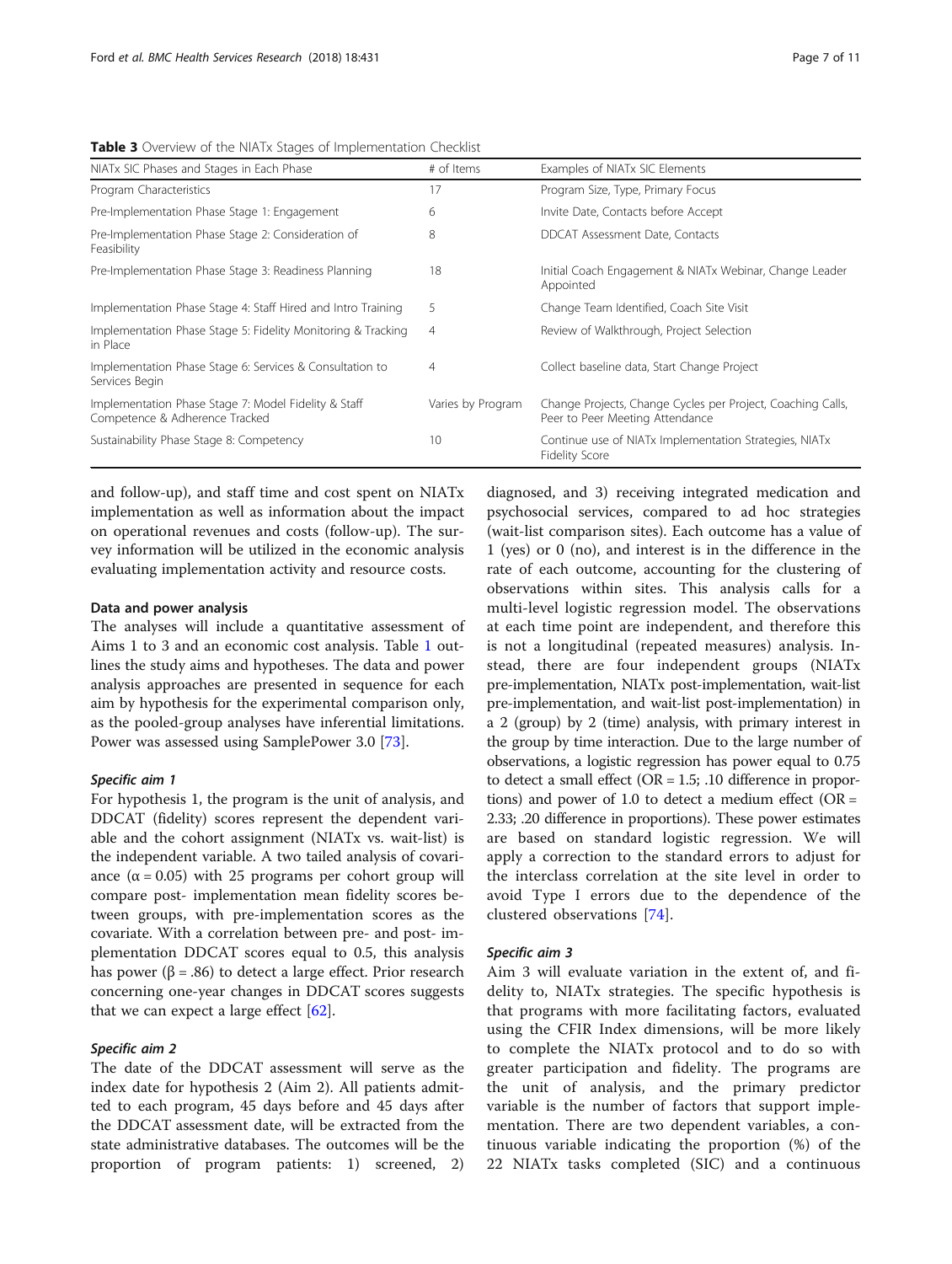**Table 3** Overview of the NIATx Stages of Implementation Checklist

| NIATx SIC Phases and Stages in Each Phase | # of Items | Examples of NIATx SIC Elements |
|---|---|---|
| Program Characteristics | 17 | Program Size, Type, Primary Focus |
| Pre-Implementation Phase Stage 1: Engagement | 6 | Invite Date, Contacts before Accept |
| Pre-Implementation Phase Stage 2: Consideration of Feasibility | 8 | DDCAT Assessment Date, Contacts |
| Pre-Implementation Phase Stage 3: Readiness Planning | 18 | Initial Coach Engagement & NIATx Webinar, Change Leader Appointed |
| Implementation Phase Stage 4: Staff Hired and Intro Training | 5 | Change Team Identified, Coach Site Visit |
| Implementation Phase Stage 5: Fidelity Monitoring & Tracking in Place | 4 | Review of Walkthrough, Project Selection |
| Implementation Phase Stage 6: Services & Consultation to Services Begin | 4 | Collect baseline data, Start Change Project |
| Implementation Phase Stage 7: Model Fidelity & Staff Competence & Adherence Tracked | Varies by Program | Change Projects, Change Cycles per Project, Coaching Calls, Peer to Peer Meeting Attendance |
| Sustainability Phase Stage 8: Competency | 10 | Continue use of NIATx Implementation Strategies, NIATx Fidelity Score |

and follow-up), and staff time and cost spent on NIATx implementation as well as information about the impact on operational revenues and costs (follow-up). The survey information will be utilized in the economic analysis evaluating implementation activity and resource costs.

#### Data and power analysis

The analyses will include a quantitative assessment of Aims 1 to 3 and an economic cost analysis. Table 1 outlines the study aims and hypotheses. The data and power analysis approaches are presented in sequence for each aim by hypothesis for the experimental comparison only, as the pooled-group analyses have inferential limitations. Power was assessed using SamplePower 3.0 [73].

##### *Specific aim 1*

For hypothesis 1, the program is the unit of analysis, and DDCAT (fidelity) scores represent the dependent variable and the cohort assignment (NIATx vs. wait-list) is the independent variable. A two tailed analysis of covariance ($\alpha = 0.05$) with 25 programs per cohort group will compare post- implementation mean fidelity scores between groups, with pre-implementation scores as the covariate. With a correlation between pre- and post- implementation DDCAT scores equal to 0.5, this analysis has power ($\beta = .86$) to detect a large effect. Prior research concerning one-year changes in DDCAT scores suggests that we can expect a large effect [62].

##### *Specific aim 2*

The date of the DDCAT assessment will serve as the index date for hypothesis 2 (Aim 2). All patients admitted to each program, 45 days before and 45 days after the DDCAT assessment date, will be extracted from the state administrative databases. The outcomes will be the proportion of program patients: 1) screened, 2) diagnosed, and 3) receiving integrated medication and psychosocial services, compared to ad hoc strategies (wait-list comparison sites). Each outcome has a value of 1 (yes) or 0 (no), and interest is in the difference in the rate of each outcome, accounting for the clustering of observations within sites. This analysis calls for a multi-level logistic regression model. The observations at each time point are independent, and therefore this is not a longitudinal (repeated measures) analysis. Instead, there are four independent groups (NIATx pre-implementation, NIATx post-implementation, wait-list pre-implementation, and wait-list post-implementation) in a 2 (group) by 2 (time) analysis, with primary interest in the group by time interaction. Due to the large number of observations, a logistic regression has power equal to 0.75 to detect a small effect (OR = 1.5; .10 difference in proportions) and power of 1.0 to detect a medium effect (OR = 2.33; .20 difference in proportions). These power estimates are based on standard logistic regression. We will apply a correction to the standard errors to adjust for the interclass correlation at the site level in order to avoid Type I errors due to the dependence of the clustered observations [74].

##### *Specific aim 3*

Aim 3 will evaluate variation in the extent of, and fidelity to, NIATx strategies. The specific hypothesis is that programs with more facilitating factors, evaluated using the CFIR Index dimensions, will be more likely to complete the NIATx protocol and to do so with greater participation and fidelity. The programs are the unit of analysis, and the primary predictor variable is the number of factors that support implementation. There are two dependent variables, a continuous variable indicating the proportion (%) of the 22 NIATx tasks completed (SIC) and a continuous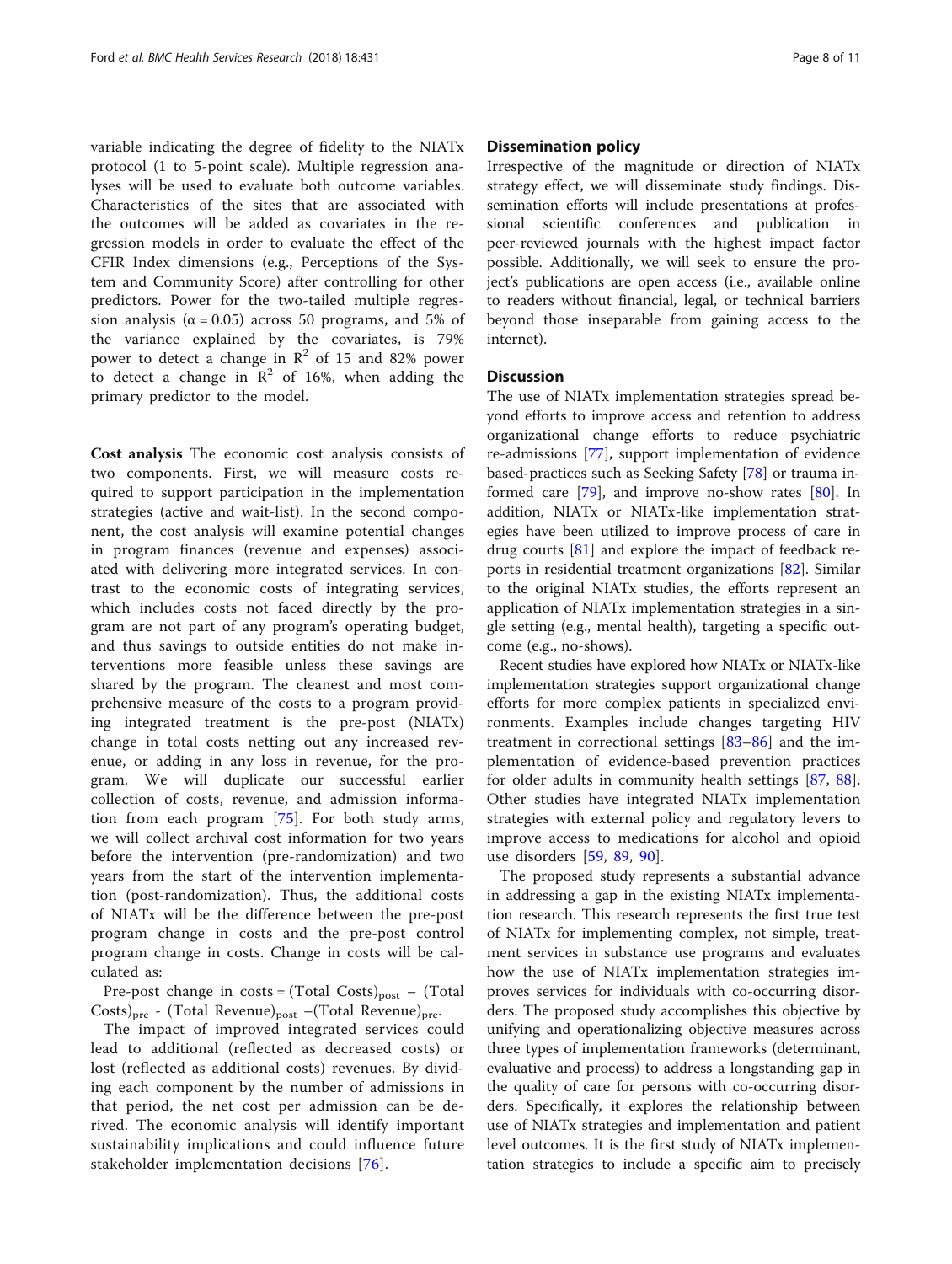variable indicating the degree of fidelity to the NIATx protocol (1 to 5-point scale). Multiple regression analyses will be used to evaluate both outcome variables. Characteristics of the sites that are associated with the outcomes will be added as covariates in the regression models in order to evaluate the effect of the CFIR Index dimensions (e.g., Perceptions of the System and Community Score) after controlling for other predictors. Power for the two-tailed multiple regression analysis ($\alpha = 0.05$) across 50 programs, and 5% of the variance explained by the covariates, is 79% power to detect a change in $R^2$ of 15 and 82% power to detect a change in $R^2$ of 16%, when adding the primary predictor to the model.

**Cost analysis** The economic cost analysis consists of two components. First, we will measure costs required to support participation in the implementation strategies (active and wait-list). In the second component, the cost analysis will examine potential changes in program finances (revenue and expenses) associated with delivering more integrated services. In contrast to the economic costs of integrating services, which includes costs not faced directly by the program are not part of any program's operating budget, and thus savings to outside entities do not make interventions more feasible unless these savings are shared by the program. The cleanest and most comprehensive measure of the costs to a program providing integrated treatment is the pre-post (NIATx) change in total costs netting out any increased revenue, or adding in any loss in revenue, for the program. We will duplicate our successful earlier collection of costs, revenue, and admission information from each program [75]. For both study arms, we will collect archival cost information for two years before the intervention (pre-randomization) and two years from the start of the intervention implementation (post-randomization). Thus, the additional costs of NIATx will be the difference between the pre-post program change in costs and the pre-post control program change in costs. Change in costs will be calculated as:

Pre-post change in costs = $(\text{Total Costs})_{\text{post}}$ – $(\text{Total Costs})_{\text{pre}}$ - $(\text{Total Revenue})_{\text{post}}$ –$(\text{Total Revenue})_{\text{pre}}$.

The impact of improved integrated services could lead to additional (reflected as decreased costs) or lost (reflected as additional costs) revenues. By dividing each component by the number of admissions in that period, the net cost per admission can be derived. The economic analysis will identify important sustainability implications and could influence future stakeholder implementation decisions [76].

## Dissemination policy

Irrespective of the magnitude or direction of NIATx strategy effect, we will disseminate study findings. Dissemination efforts will include presentations at professional scientific conferences and publication in peer-reviewed journals with the highest impact factor possible. Additionally, we will seek to ensure the project's publications are open access (i.e., available online to readers without financial, legal, or technical barriers beyond those inseparable from gaining access to the internet).

## Discussion

The use of NIATx implementation strategies spread beyond efforts to improve access and retention to address organizational change efforts to reduce psychiatric re-admissions [77], support implementation of evidence based-practices such as Seeking Safety [78] or trauma informed care [79], and improve no-show rates [80]. In addition, NIATx or NIATx-like implementation strategies have been utilized to improve process of care in drug courts [81] and explore the impact of feedback reports in residential treatment organizations [82]. Similar to the original NIATx studies, the efforts represent an application of NIATx implementation strategies in a single setting (e.g., mental health), targeting a specific outcome (e.g., no-shows).

Recent studies have explored how NIATx or NIATx-like implementation strategies support organizational change efforts for more complex patients in specialized environments. Examples include changes targeting HIV treatment in correctional settings [83–86] and the implementation of evidence-based prevention practices for older adults in community health settings [87, 88]. Other studies have integrated NIATx implementation strategies with external policy and regulatory levers to improve access to medications for alcohol and opioid use disorders [59, 89, 90].

The proposed study represents a substantial advance in addressing a gap in the existing NIATx implementation research. This research represents the first true test of NIATx for implementing complex, not simple, treatment services in substance use programs and evaluates how the use of NIATx implementation strategies improves services for individuals with co-occurring disorders. The proposed study accomplishes this objective by unifying and operationalizing objective measures across three types of implementation frameworks (determinant, evaluative and process) to address a longstanding gap in the quality of care for persons with co-occurring disorders. Specifically, it explores the relationship between use of NIATx strategies and implementation and patient level outcomes. It is the first study of NIATx implementation strategies to include a specific aim to precisely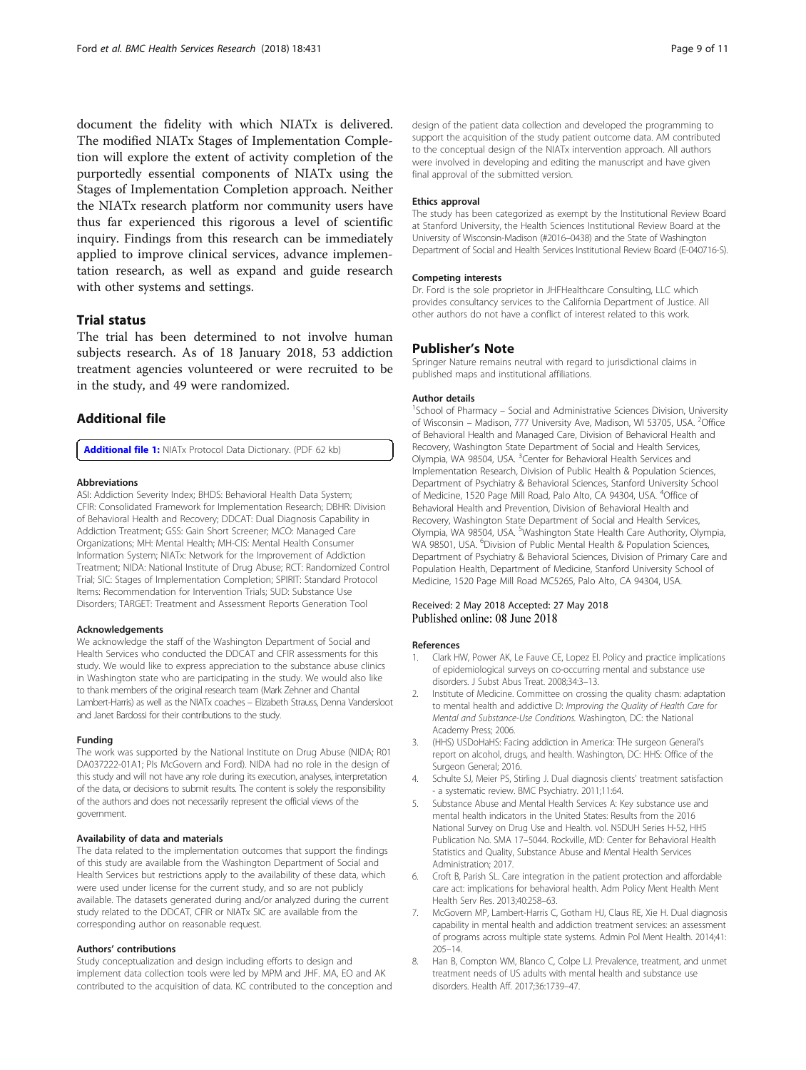document the fidelity with which NIATx is delivered. The modified NIATx Stages of Implementation Completion will explore the extent of activity completion of the purportedly essential components of NIATx using the Stages of Implementation Completion approach. Neither the NIATx research platform nor community users have thus far experienced this rigorous a level of scientific inquiry. Findings from this research can be immediately applied to improve clinical services, advance implementation research, as well as expand and guide research with other systems and settings.

## Trial status

The trial has been determined to not involve human subjects research. As of 18 January 2018, 53 addiction treatment agencies volunteered or were recruited to be in the study, and 49 were randomized.

## Additional file

**Additional file 1:** NIATx Protocol Data Dictionary. (PDF 62 kb)

#### Abbreviations

ASI: Addiction Severity Index; BHDS: Behavioral Health Data System; CFIR: Consolidated Framework for Implementation Research; DBHR: Division of Behavioral Health and Recovery; DDCAT: Dual Diagnosis Capability in Addiction Treatment; GSS: Gain Short Screener; MCO: Managed Care Organizations; MH: Mental Health; MH-CIS: Mental Health Consumer Information System; NIATx: Network for the Improvement of Addiction Treatment; NIDA: National Institute of Drug Abuse; RCT: Randomized Control Trial; SIC: Stages of Implementation Completion; SPIRIT: Standard Protocol Items: Recommendation for Intervention Trials; SUD: Substance Use Disorders; TARGET: Treatment and Assessment Reports Generation Tool

#### Acknowledgements

We acknowledge the staff of the Washington Department of Social and Health Services who conducted the DDCAT and CFIR assessments for this study. We would like to express appreciation to the substance abuse clinics in Washington state who are participating in the study. We would also like to thank members of the original research team (Mark Zehner and Chantal Lambert-Harris) as well as the NIATx coaches – Elizabeth Strauss, Denna Vandersloot and Janet Bardossi for their contributions to the study.

#### Funding

The work was supported by the National Institute on Drug Abuse (NIDA; R01 DA037222-01A1; PIs McGovern and Ford). NIDA had no role in the design of this study and will not have any role during its execution, analyses, interpretation of the data, or decisions to submit results. The content is solely the responsibility of the authors and does not necessarily represent the official views of the government.

#### Availability of data and materials

The data related to the implementation outcomes that support the findings of this study are available from the Washington Department of Social and Health Services but restrictions apply to the availability of these data, which were used under license for the current study, and so are not publicly available. The datasets generated during and/or analyzed during the current study related to the DDCAT, CFIR or NIATx SIC are available from the corresponding author on reasonable request.

#### Authors' contributions

Study conceptualization and design including efforts to design and implement data collection tools were led by MPM and JHF. MA, EO and AK contributed to the acquisition of data. KC contributed to the conception and design of the patient data collection and developed the programming to support the acquisition of the study patient outcome data. AM contributed to the conceptual design of the NIATx intervention approach. All authors were involved in developing and editing the manuscript and have given final approval of the submitted version.

#### Ethics approval

The study has been categorized as exempt by the Institutional Review Board at Stanford University, the Health Sciences Institutional Review Board at the University of Wisconsin-Madison (#2016–0438) and the State of Washington Department of Social and Health Services Institutional Review Board (E-040716-S).

#### Competing interests

Dr. Ford is the sole proprietor in JHFHealthcare Consulting, LLC which provides consultancy services to the California Department of Justice. All other authors do not have a conflict of interest related to this work.

## Publisher's Note

Springer Nature remains neutral with regard to jurisdictional claims in published maps and institutional affiliations.

#### Author details

[1]School of Pharmacy – Social and Administrative Sciences Division, University of Wisconsin – Madison, 777 University Ave, Madison, WI 53705, USA. [2]Office of Behavioral Health and Managed Care, Division of Behavioral Health and Recovery, Washington State Department of Social and Health Services, Olympia, WA 98504, USA. [3]Center for Behavioral Health Services and Implementation Research, Division of Public Health & Population Sciences, Department of Psychiatry & Behavioral Sciences, Stanford University School of Medicine, 1520 Page Mill Road, Palo Alto, CA 94304, USA. [4]Office of Behavioral Health and Prevention, Division of Behavioral Health and Recovery, Washington State Department of Social and Health Services, Olympia, WA 98504, USA. [5]Washington State Health Care Authority, Olympia, WA 98501, USA. [6]Division of Public Mental Health & Population Sciences, Department of Psychiatry & Behavioral Sciences, Division of Primary Care and Population Health, Department of Medicine, Stanford University School of Medicine, 1520 Page Mill Road MC5265, Palo Alto, CA 94304, USA.

Received: 2 May 2018 Accepted: 27 May 2018
Published online: 08 June 2018

#### References

1. Clark HW, Power AK, Le Fauve CE, Lopez EI. Policy and practice implications of epidemiological surveys on co-occurring mental and substance use disorders. J Subst Abus Treat. 2008;34:3–13.
2. Institute of Medicine. Committee on crossing the quality chasm: adaptation to mental health and addictive D: *Improving the Quality of Health Care for Mental and Substance-Use Conditions.* Washington, DC: the National Academy Press; 2006.
3. (HHS) USDoHaHS: Facing addiction in America: THe surgeon General's report on alcohol, drugs, and health. Washington, DC: HHS: Office of the Surgeon General; 2016.
4. Schulte SJ, Meier PS, Stirling J. Dual diagnosis clients' treatment satisfaction - a systematic review. BMC Psychiatry. 2011;11:64.
5. Substance Abuse and Mental Health Services A: Key substance use and mental health indicators in the United States: Results from the 2016 National Survey on Drug Use and Health. vol. NSDUH Series H-52, HHS Publication No. SMA 17–5044. Rockville, MD: Center for Behavioral Health Statistics and Quality, Substance Abuse and Mental Health Services Administration; 2017.
6. Croft B, Parish SL. Care integration in the patient protection and affordable care act: implications for behavioral health. Adm Policy Ment Health Ment Health Serv Res. 2013;40:258–63.
7. McGovern MP, Lambert-Harris C, Gotham HJ, Claus RE, Xie H. Dual diagnosis capability in mental health and addiction treatment services: an assessment of programs across multiple state systems. Admin Pol Ment Health. 2014;41: 205–14.
8. Han B, Compton WM, Blanco C, Colpe LJ. Prevalence, treatment, and unmet treatment needs of US adults with mental health and substance use disorders. Health Aff. 2017;36:1739–47.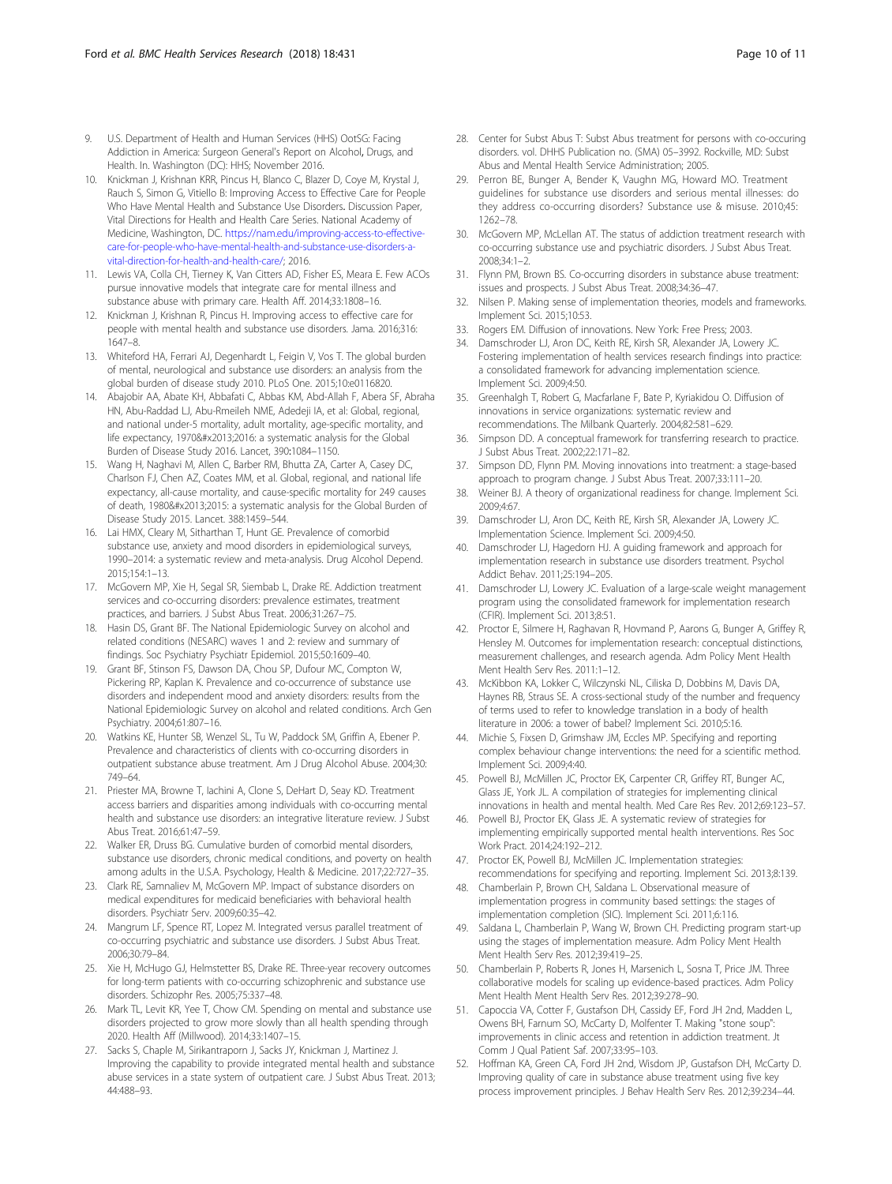9. U.S. Department of Health and Human Services (HHS) OotSG: Facing Addiction in America: Surgeon General's Report on Alcohol, Drugs, and Health. In. Washington (DC): HHS; November 2016.
10. Knickman J, Krishnan KRR, Pincus H, Blanco C, Blazer D, Coye M, Krystal J, Rauch S, Simon G, Vitiello B: Improving Access to Effective Care for People Who Have Mental Health and Substance Use Disorders. Discussion Paper, Vital Directions for Health and Health Care Series. National Academy of Medicine, Washington, DC. https://nam.edu/improving-access-to-effective-care-for-people-who-have-mental-health-and-substance-use-disorders-a-vital-direction-for-health-and-health-care/; 2016.
11. Lewis VA, Colla CH, Tierney K, Van Citters AD, Fisher ES, Meara E. Few ACOs pursue innovative models that integrate care for mental illness and substance abuse with primary care. Health Aff. 2014;33:1808–16.
12. Knickman J, Krishnan R, Pincus H. Improving access to effective care for people with mental health and substance use disorders. Jama. 2016;316:1647–8.
13. Whiteford HA, Ferrari AJ, Degenhardt L, Feigin V, Vos T. The global burden of mental, neurological and substance use disorders: an analysis from the global burden of disease study 2010. PLoS One. 2015;10:e0116820.
14. Abajobir AA, Abate KH, Abbafati C, Abbas KM, Abd-Allah F, Abera SF, Abraha HN, Abu-Raddad LJ, Abu-Rmeileh NME, Adedeji IA, et al: Global, regional, and national under-5 mortality, adult mortality, age-specific mortality, and life expectancy, 1970&#x2013;2016: a systematic analysis for the Global Burden of Disease Study 2016. Lancet, 390:1084–1150.
15. Wang H, Naghavi M, Allen C, Barber RM, Bhutta ZA, Carter A, Casey DC, Charlson FJ, Chen AZ, Coates MM, et al. Global, regional, and national life expectancy, all-cause mortality, and cause-specific mortality for 249 causes of death, 1980&#x2013;2015: a systematic analysis for the Global Burden of Disease Study 2015. Lancet. 388:1459–544.
16. Lai HMX, Cleary M, Sitharthan T, Hunt GE. Prevalence of comorbid substance use, anxiety and mood disorders in epidemiological surveys, 1990–2014: a systematic review and meta-analysis. Drug Alcohol Depend. 2015;154:1–13.
17. McGovern MP, Xie H, Segal SR, Siembab L, Drake RE. Addiction treatment services and co-occurring disorders: prevalence estimates, treatment practices, and barriers. J Subst Abus Treat. 2006;31:267–75.
18. Hasin DS, Grant BF. The National Epidemiologic Survey on alcohol and related conditions (NESARC) waves 1 and 2: review and summary of findings. Soc Psychiatry Psychiatr Epidemiol. 2015;50:1609–40.
19. Grant BF, Stinson FS, Dawson DA, Chou SP, Dufour MC, Compton W, Pickering RP, Kaplan K. Prevalence and co-occurrence of substance use disorders and independent mood and anxiety disorders: results from the National Epidemiologic Survey on alcohol and related conditions. Arch Gen Psychiatry. 2004;61:807–16.
20. Watkins KE, Hunter SB, Wenzel SL, Tu W, Paddock SM, Griffin A, Ebener P. Prevalence and characteristics of clients with co-occurring disorders in outpatient substance abuse treatment. Am J Drug Alcohol Abuse. 2004;30:749–64.
21. Priester MA, Browne T, Iachini A, Clone S, DeHart D, Seay KD. Treatment access barriers and disparities among individuals with co-occurring mental health and substance use disorders: an integrative literature review. J Subst Abus Treat. 2016;61:47–59.
22. Walker ER, Druss BG. Cumulative burden of comorbid mental disorders, substance use disorders, chronic medical conditions, and poverty on health among adults in the U.S.A. Psychology, Health & Medicine. 2017;22:727–35.
23. Clark RE, Samnaliev M, McGovern MP. Impact of substance disorders on medical expenditures for medicaid beneficiaries with behavioral health disorders. Psychiatr Serv. 2009;60:35–42.
24. Mangrum LF, Spence RT, Lopez M. Integrated versus parallel treatment of co-occurring psychiatric and substance use disorders. J Subst Abus Treat. 2006;30:79–84.
25. Xie H, McHugo GJ, Helmstetter BS, Drake RE. Three-year recovery outcomes for long-term patients with co-occurring schizophrenic and substance use disorders. Schizophr Res. 2005;75:337–48.
26. Mark TL, Levit KR, Yee T, Chow CM. Spending on mental and substance use disorders projected to grow more slowly than all health spending through 2020. Health Aff (Millwood). 2014;33:1407–15.
27. Sacks S, Chaple M, Sirikantraporn J, Sacks JY, Knickman J, Martinez J. Improving the capability to provide integrated mental health and substance abuse services in a state system of outpatient care. J Subst Abus Treat. 2013;44:488–93.
28. Center for Subst Abus T: Subst Abus treatment for persons with co-occuring disorders. vol. DHHS Publication no. (SMA) 05–3992. Rockville, MD: Subst Abus and Mental Health Service Administration; 2005.
29. Perron BE, Bunger A, Bender K, Vaughn MG, Howard MO. Treatment guidelines for substance use disorders and serious mental illnesses: do they address co-occurring disorders? Substance use & misuse. 2010;45:1262–78.
30. McGovern MP, McLellan AT. The status of addiction treatment research with co-occurring substance use and psychiatric disorders. J Subst Abus Treat. 2008;34:1–2.
31. Flynn PM, Brown BS. Co-occurring disorders in substance abuse treatment: issues and prospects. J Subst Abus Treat. 2008;34:36–47.
32. Nilsen P. Making sense of implementation theories, models and frameworks. Implement Sci. 2015;10:53.
33. Rogers EM. Diffusion of innovations. New York: Free Press; 2003.
34. Damschroder LJ, Aron DC, Keith RE, Kirsh SR, Alexander JA, Lowery JC. Fostering implementation of health services research findings into practice: a consolidated framework for advancing implementation science. Implement Sci. 2009;4:50.
35. Greenhalgh T, Robert G, Macfarlane F, Bate P, Kyriakidou O. Diffusion of innovations in service organizations: systematic review and recommendations. The Milbank Quarterly. 2004;82:581–629.
36. Simpson DD. A conceptual framework for transferring research to practice. J Subst Abus Treat. 2002;22:171–82.
37. Simpson DD, Flynn PM. Moving innovations into treatment: a stage-based approach to program change. J Subst Abus Treat. 2007;33:111–20.
38. Weiner BJ. A theory of organizational readiness for change. Implement Sci. 2009;4:67.
39. Damschroder LJ, Aron DC, Keith RE, Kirsh SR, Alexander JA, Lowery JC. Implementation Science. Implement Sci. 2009;4:50.
40. Damschroder LJ, Hagedorn HJ. A guiding framework and approach for implementation research in substance use disorders treatment. Psychol Addict Behav. 2011;25:194–205.
41. Damschroder LJ, Lowery JC. Evaluation of a large-scale weight management program using the consolidated framework for implementation research (CFIR). Implement Sci. 2013;8:51.
42. Proctor E, Silmere H, Raghavan R, Hovmand P, Aarons G, Bunger A, Griffey R, Hensley M. Outcomes for implementation research: conceptual distinctions, measurement challenges, and research agenda. Adm Policy Ment Health Ment Health Serv Res. 2011:1–12.
43. McKibbon KA, Lokker C, Wilczynski NL, Ciliska D, Dobbins M, Davis DA, Haynes RB, Straus SE. A cross-sectional study of the number and frequency of terms used to refer to knowledge translation in a body of health literature in 2006: a tower of babel? Implement Sci. 2010;5:16.
44. Michie S, Fixsen D, Grimshaw JM, Eccles MP. Specifying and reporting complex behaviour change interventions: the need for a scientific method. Implement Sci. 2009;4:40.
45. Powell BJ, McMillen JC, Proctor EK, Carpenter CR, Griffey RT, Bunger AC, Glass JE, York JL. A compilation of strategies for implementing clinical innovations in health and mental health. Med Care Res Rev. 2012;69:123–57.
46. Powell BJ, Proctor EK, Glass JE. A systematic review of strategies for implementing empirically supported mental health interventions. Res Soc Work Pract. 2014;24:192–212.
47. Proctor EK, Powell BJ, McMillen JC. Implementation strategies: recommendations for specifying and reporting. Implement Sci. 2013;8:139.
48. Chamberlain P, Brown CH, Saldana L. Observational measure of implementation progress in community based settings: the stages of implementation completion (SIC). Implement Sci. 2011;6:116.
49. Saldana L, Chamberlain P, Wang W, Brown CH. Predicting program start-up using the stages of implementation measure. Adm Policy Ment Health Ment Health Serv Res. 2012;39:419–25.
50. Chamberlain P, Roberts R, Jones H, Marsenich L, Sosna T, Price JM. Three collaborative models for scaling up evidence-based practices. Adm Policy Ment Health Ment Health Serv Res. 2012;39:278–90.
51. Capoccia VA, Cotter F, Gustafson DH, Cassidy EF, Ford JH 2nd, Madden L, Owens BH, Farnum SO, McCarty D, Molfenter T. Making "stone soup": improvements in clinic access and retention in addiction treatment. Jt Comm J Qual Patient Saf. 2007;33:95–103.
52. Hoffman KA, Green CA, Ford JH 2nd, Wisdom JP, Gustafson DH, McCarty D. Improving quality of care in substance abuse treatment using five key process improvement principles. J Behav Health Serv Res. 2012;39:234–44.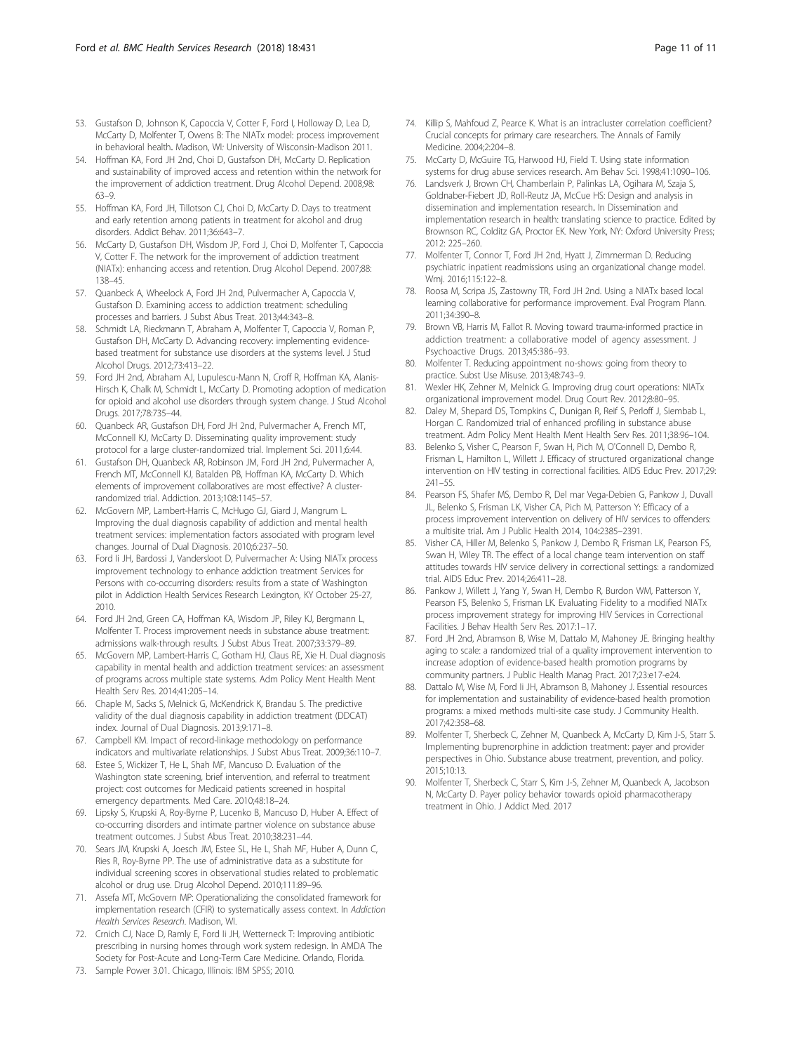53. Gustafson D, Johnson K, Capoccia V, Cotter F, Ford I, Holloway D, Lea D, McCarty D, Molfenter T, Owens B: The NIATx model: process improvement in behavioral health. Madison, WI: University of Wisconsin-Madison 2011.
54. Hoffman KA, Ford JH 2nd, Choi D, Gustafson DH, McCarty D. Replication and sustainability of improved access and retention within the network for the improvement of addiction treatment. Drug Alcohol Depend. 2008;98: 63–9.
55. Hoffman KA, Ford JH, Tillotson CJ, Choi D, McCarty D. Days to treatment and early retention among patients in treatment for alcohol and drug disorders. Addict Behav. 2011;36:643–7.
56. McCarty D, Gustafson DH, Wisdom JP, Ford J, Choi D, Molfenter T, Capoccia V, Cotter F. The network for the improvement of addiction treatment (NIATx): enhancing access and retention. Drug Alcohol Depend. 2007;88: 138–45.
57. Quanbeck A, Wheelock A, Ford JH 2nd, Pulvermacher A, Capoccia V, Gustafson D. Examining access to addiction treatment: scheduling processes and barriers. J Subst Abus Treat. 2013;44:343–8.
58. Schmidt LA, Rieckmann T, Abraham A, Molfenter T, Capoccia V, Roman P, Gustafson DH, McCarty D. Advancing recovery: implementing evidence-based treatment for substance use disorders at the systems level. J Stud Alcohol Drugs. 2012;73:413–22.
59. Ford JH 2nd, Abraham AJ, Lupulescu-Mann N, Croff R, Hoffman KA, Alanis-Hirsch K, Chalk M, Schmidt L, McCarty D. Promoting adoption of medication for opioid and alcohol use disorders through system change. J Stud Alcohol Drugs. 2017;78:735–44.
60. Quanbeck AR, Gustafson DH, Ford JH 2nd, Pulvermacher A, French MT, McConnell KJ, McCarty D. Disseminating quality improvement: study protocol for a large cluster-randomized trial. Implement Sci. 2011;6:44.
61. Gustafson DH, Quanbeck AR, Robinson JM, Ford JH 2nd, Pulvermacher A, French MT, McConnell KJ, Batalden PB, Hoffman KA, McCarty D. Which elements of improvement collaboratives are most effective? A cluster-randomized trial. Addiction. 2013;108:1145–57.
62. McGovern MP, Lambert-Harris C, McHugo GJ, Giard J, Mangrum L. Improving the dual diagnosis capability of addiction and mental health treatment services: implementation factors associated with program level changes. Journal of Dual Diagnosis. 2010;6:237–50.
63. Ford Ii JH, Bardossi J, Vandersloot D, Pulvermacher A: Using NIATx process improvement technology to enhance addiction treatment Services for Persons with co-occurring disorders: results from a state of Washington pilot in Addiction Health Services Research Lexington, KY October 25-27, 2010.
64. Ford JH 2nd, Green CA, Hoffman KA, Wisdom JP, Riley KJ, Bergmann L, Molfenter T. Process improvement needs in substance abuse treatment: admissions walk-through results. J Subst Abus Treat. 2007;33:379–89.
65. McGovern MP, Lambert-Harris C, Gotham HJ, Claus RE, Xie H. Dual diagnosis capability in mental health and addiction treatment services: an assessment of programs across multiple state systems. Adm Policy Ment Health Ment Health Serv Res. 2014;41:205–14.
66. Chaple M, Sacks S, Melnick G, McKendrick K, Brandau S. The predictive validity of the dual diagnosis capability in addiction treatment (DDCAT) index. Journal of Dual Diagnosis. 2013;9:171–8.
67. Campbell KM. Impact of record-linkage methodology on performance indicators and multivariate relationships. J Subst Abus Treat. 2009;36:110–7.
68. Estee S, Wickizer T, He L, Shah MF, Mancuso D. Evaluation of the Washington state screening, brief intervention, and referral to treatment project: cost outcomes for Medicaid patients screened in hospital emergency departments. Med Care. 2010;48:18–24.
69. Lipsky S, Krupski A, Roy-Byrne P, Lucenko B, Mancuso D, Huber A. Effect of co-occurring disorders and intimate partner violence on substance abuse treatment outcomes. J Subst Abus Treat. 2010;38:231–44.
70. Sears JM, Krupski A, Joesch JM, Estee SL, He L, Shah MF, Huber A, Dunn C, Ries R, Roy-Byrne PP. The use of administrative data as a substitute for individual screening scores in observational studies related to problematic alcohol or drug use. Drug Alcohol Depend. 2010;111:89–96.
71. Assefa MT, McGovern MP: Operationalizing the consolidated framework for implementation research (CFIR) to systematically assess context. In *Addiction Health Services Research*. Madison, WI.
72. Crnich CJ, Nace D, Ramly E, Ford Ii JH, Wetterneck T: Improving antibiotic prescribing in nursing homes through work system redesign. In AMDA The Society for Post-Acute and Long-Term Care Medicine. Orlando, Florida.
73. Sample Power 3.01. Chicago, Illinois: IBM SPSS; 2010.
74. Killip S, Mahfoud Z, Pearce K. What is an intracluster correlation coefficient? Crucial concepts for primary care researchers. The Annals of Family Medicine. 2004;2:204–8.
75. McCarty D, McGuire TG, Harwood HJ, Field T. Using state information systems for drug abuse services research. Am Behav Sci. 1998;41:1090–106.
76. Landsverk J, Brown CH, Chamberlain P, Palinkas LA, Ogihara M, Szaja S, Goldnaber-Fiebert JD, Roll-Reutz JA, McCue HS: Design and analysis in dissemination and implementation research. In Dissemination and implementation research in health: translating science to practice. Edited by Brownson RC, Colditz GA, Proctor EK. New York, NY: Oxford University Press; 2012: 225–260.
77. Molfenter T, Connor T, Ford JH 2nd, Hyatt J, Zimmerman D. Reducing psychiatric inpatient readmissions using an organizational change model. Wmj. 2016;115:122–8.
78. Roosa M, Scripa JS, Zastowny TR, Ford JH 2nd. Using a NIATx based local learning collaborative for performance improvement. Eval Program Plann. 2011;34:390–8.
79. Brown VB, Harris M, Fallot R. Moving toward trauma-informed practice in addiction treatment: a collaborative model of agency assessment. J Psychoactive Drugs. 2013;45:386–93.
80. Molfenter T. Reducing appointment no-shows: going from theory to practice. Subst Use Misuse. 2013;48:743–9.
81. Wexler HK, Zehner M, Melnick G. Improving drug court operations: NIATx organizational improvement model. Drug Court Rev. 2012;8:80–95.
82. Daley M, Shepard DS, Tompkins C, Dunigan R, Reif S, Perloff J, Siembab L, Horgan C. Randomized trial of enhanced profiling in substance abuse treatment. Adm Policy Ment Health Ment Health Serv Res. 2011;38:96–104.
83. Belenko S, Visher C, Pearson F, Swan H, Pich M, O'Connell D, Dembo R, Frisman L, Hamilton L, Willett J. Efficacy of structured organizational change intervention on HIV testing in correctional facilities. AIDS Educ Prev. 2017;29: 241–55.
84. Pearson FS, Shafer MS, Dembo R, Del mar Vega-Debien G, Pankow J, Duvall JL, Belenko S, Frisman LK, Visher CA, Pich M, Patterson Y: Efficacy of a process improvement intervention on delivery of HIV services to offenders: a multisite trial. Am J Public Health 2014, 104:2385–2391.
85. Visher CA, Hiller M, Belenko S, Pankow J, Dembo R, Frisman LK, Pearson FS, Swan H, Wiley TR. The effect of a local change team intervention on staff attitudes towards HIV service delivery in correctional settings: a randomized trial. AIDS Educ Prev. 2014;26:411–28.
86. Pankow J, Willett J, Yang Y, Swan H, Dembo R, Burdon WM, Patterson Y, Pearson FS, Belenko S, Frisman LK. Evaluating Fidelity to a modified NIATx process improvement strategy for improving HIV Services in Correctional Facilities. J Behav Health Serv Res. 2017:1–17.
87. Ford JH 2nd, Abramson B, Wise M, Dattalo M, Mahoney JE. Bringing healthy aging to scale: a randomized trial of a quality improvement intervention to increase adoption of evidence-based health promotion programs by community partners. J Public Health Manag Pract. 2017;23:e17-e24.
88. Dattalo M, Wise M, Ford Ii JH, Abramson B, Mahoney J. Essential resources for implementation and sustainability of evidence-based health promotion programs: a mixed methods multi-site case study. J Community Health. 2017;42:358–68.
89. Molfenter T, Sherbeck C, Zehner M, Quanbeck A, McCarty D, Kim J-S, Starr S. Implementing buprenorphine in addiction treatment: payer and provider perspectives in Ohio. Substance abuse treatment, prevention, and policy. 2015;10:13.
90. Molfenter T, Sherbeck C, Starr S, Kim J-S, Zehner M, Quanbeck A, Jacobson N, McCarty D. Payer policy behavior towards opioid pharmacotherapy treatment in Ohio. J Addict Med. 2017